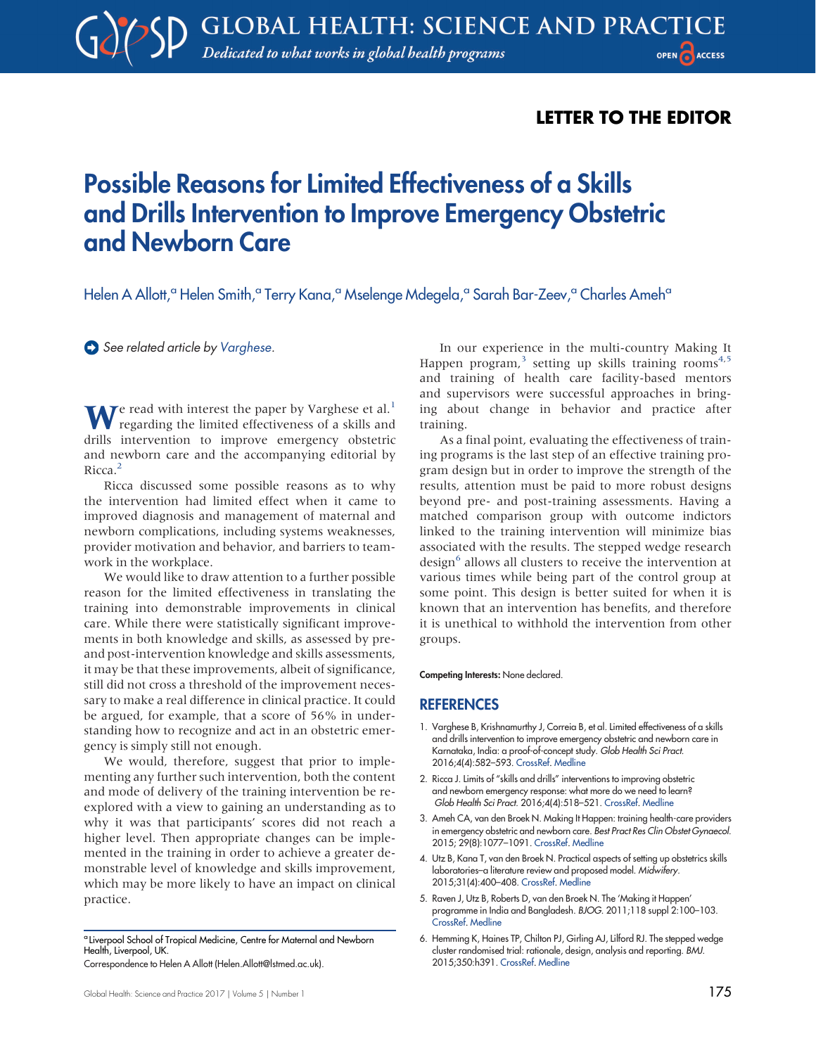LETTER TO THE EDITOR

# Possible Reasons for Limited Effectiveness of a Skills and Drills Intervention to Improve Emergency Obstetric and Newborn Care

Helen A Allott,[a] Helen Smith,[a] Terry Kana,[a] Mselenge Mdegela,[a] Sarah Bar-Zeev,[a] Charles Ameh[a]

*See related article by Varghese.*

We read with interest the paper by Varghese et al.[1] regarding the limited effectiveness of a skills and drills intervention to improve emergency obstetric and newborn care and the accompanying editorial by Ricca.[2]

Ricca discussed some possible reasons as to why the intervention had limited effect when it came to improved diagnosis and management of maternal and newborn complications, including systems weaknesses, provider motivation and behavior, and barriers to teamwork in the workplace.

We would like to draw attention to a further possible reason for the limited effectiveness in translating the training into demonstrable improvements in clinical care. While there were statistically significant improvements in both knowledge and skills, as assessed by pre- and post-intervention knowledge and skills assessments, it may be that these improvements, albeit of significance, still did not cross a threshold of the improvement necessary to make a real difference in clinical practice. It could be argued, for example, that a score of 56% in understanding how to recognize and act in an obstetric emergency is simply still not enough.

We would, therefore, suggest that prior to implementing any further such intervention, both the content and mode of delivery of the training intervention be re-explored with a view to gaining an understanding as to why it was that participants' scores did not reach a higher level. Then appropriate changes can be implemented in the training in order to achieve a greater demonstrable level of knowledge and skills improvement, which may be more likely to have an impact on clinical practice.

In our experience in the multi-country Making It Happen program,[3] setting up skills training rooms[4,5] and training of health care facility-based mentors and supervisors were successful approaches in bringing about change in behavior and practice after training.

As a final point, evaluating the effectiveness of training programs is the last step of an effective training program design but in order to improve the strength of the results, attention must be paid to more robust designs beyond pre- and post-training assessments. Having a matched comparison group with outcome indictors linked to the training intervention will minimize bias associated with the results. The stepped wedge research design[6] allows all clusters to receive the intervention at various times while being part of the control group at some point. This design is better suited for when it is known that an intervention has benefits, and therefore it is unethical to withhold the intervention from other groups.

**Competing Interests:** None declared.

## REFERENCES

1. Varghese B, Krishnamurthy J, Correia B, et al. Limited effectiveness of a skills and drills intervention to improve emergency obstetric and newborn care in Karnataka, India: a proof-of-concept study. *Glob Health Sci Pract.* 2016;4(4):582–593. CrossRef. Medline
2. Ricca J. Limits of "skills and drills" interventions to improving obstetric and newborn emergency response: what more do we need to learn? *Glob Health Sci Pract.* 2016;4(4):518–521. CrossRef. Medline
3. Ameh CA, van den Broek N. Making It Happen: training health-care providers in emergency obstetric and newborn care. *Best Pract Res Clin Obstet Gynaecol.* 2015; 29(8):1077–1091. CrossRef. Medline
4. Utz B, Kana T, van den Broek N. Practical aspects of setting up obstetrics skills laboratories–a literature review and proposed model. *Midwifery.* 2015;31(4):400–408. CrossRef. Medline
5. Raven J, Utz B, Roberts D, van den Broek N. The 'Making it Happen' programme in India and Bangladesh. *BJOG.* 2011;118 suppl 2:100–103. CrossRef. Medline
6. Hemming K, Haines TP, Chilton PJ, Girling AJ, Lilford RJ. The stepped wedge cluster randomised trial: rationale, design, analysis and reporting. *BMJ.* 2015;350:h391. CrossRef. Medline

[a] Liverpool School of Tropical Medicine, Centre for Maternal and Newborn Health, Liverpool, UK.

Correspondence to Helen A Allott (Helen.Allott@lstmed.ac.uk).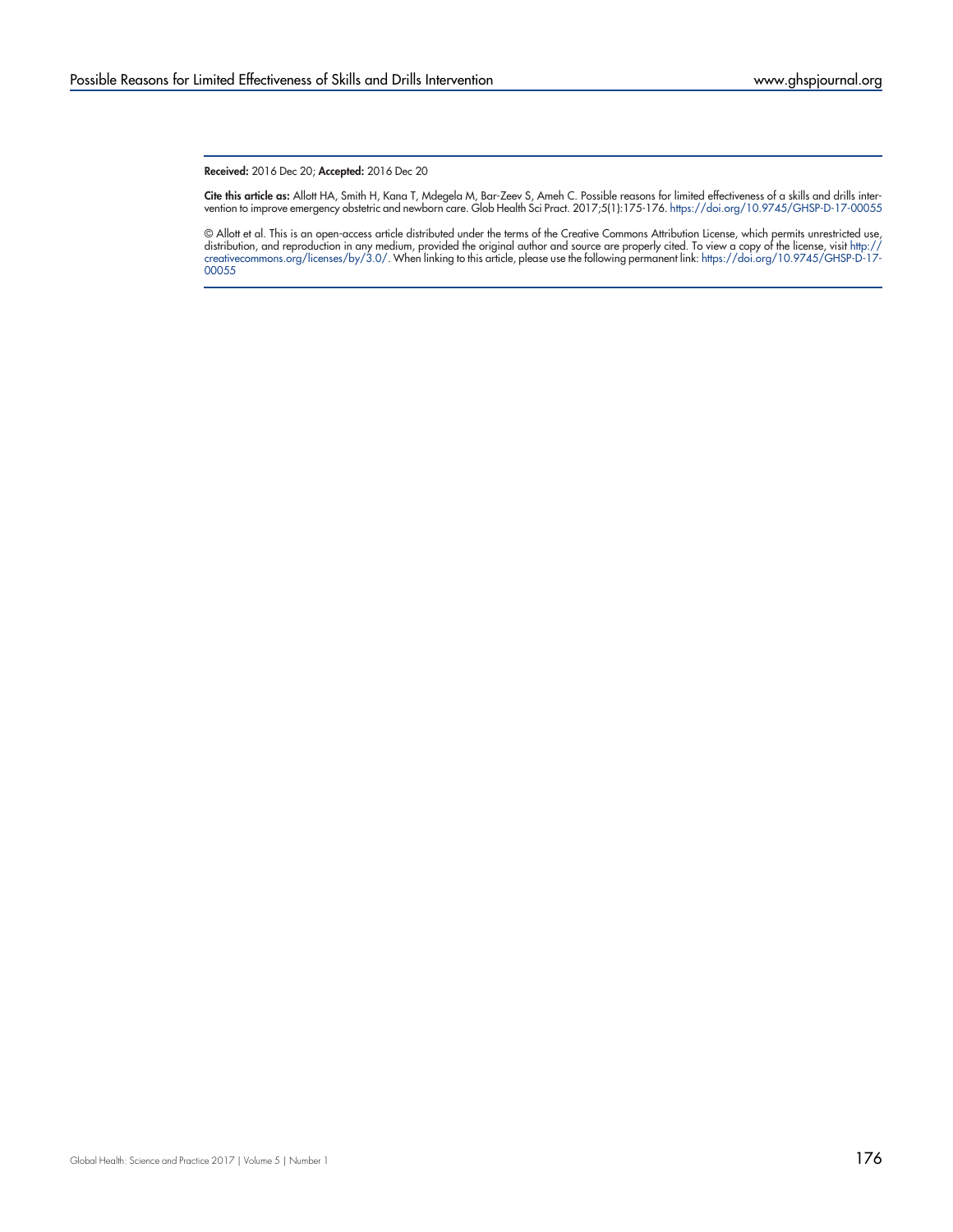**Received:** 2016 Dec 20; **Accepted:** 2016 Dec 20

**Cite this article as:** Allott HA, Smith H, Kana T, Mdegela M, Bar-Zeev S, Ameh C. Possible reasons for limited effectiveness of a skills and drills intervention to improve emergency obstetric and newborn care. Glob Health Sci Pract. 2017;5(1):175-176. https://doi.org/10.9745/GHSP-D-17-00055

© Allott et al. This is an open-access article distributed under the terms of the Creative Commons Attribution License, which permits unrestricted use, distribution, and reproduction in any medium, provided the original author and source are properly cited. To view a copy of the license, visit http://creativecommons.org/licenses/by/3.0/. When linking to this article, please use the following permanent link: https://doi.org/10.9745/GHSP-D-17-00055